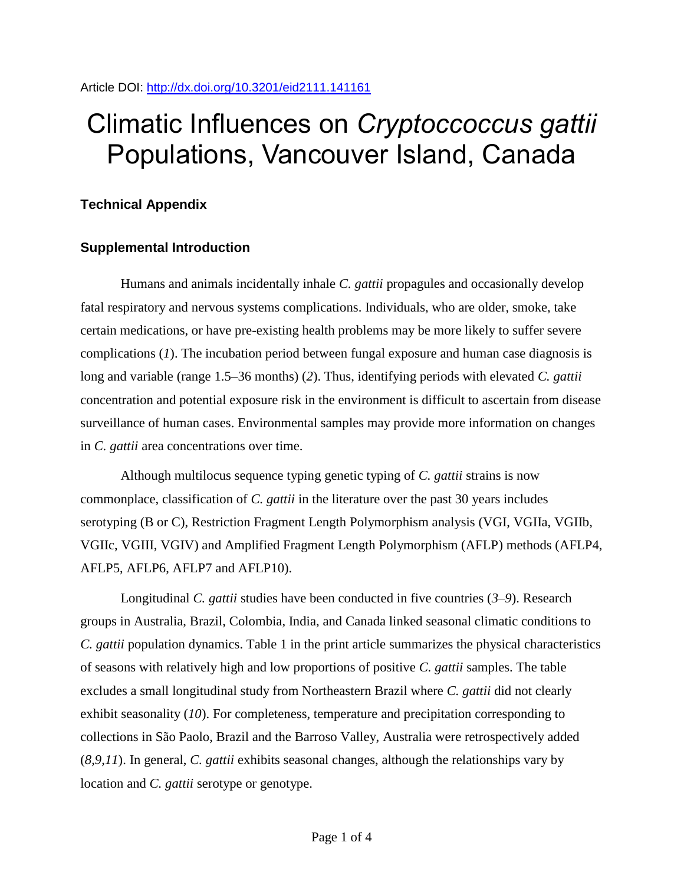Article DOI: http://dx.doi.org/10.3201/eid2111.141161

# Climatic Influences on *Cryptoccoccus gattii* Populations, Vancouver Island, Canada

## Technical Appendix

### Supplemental Introduction

Humans and animals incidentally inhale *C. gattii* propagules and occasionally develop fatal respiratory and nervous systems complications. Individuals, who are older, smoke, take certain medications, or have pre-existing health problems may be more likely to suffer severe complications (*1*). The incubation period between fungal exposure and human case diagnosis is long and variable (range 1.5–36 months) (*2*). Thus, identifying periods with elevated *C. gattii* concentration and potential exposure risk in the environment is difficult to ascertain from disease surveillance of human cases. Environmental samples may provide more information on changes in *C. gattii* area concentrations over time.

Although multilocus sequence typing genetic typing of *C. gattii* strains is now commonplace, classification of *C. gattii* in the literature over the past 30 years includes serotyping (B or C), Restriction Fragment Length Polymorphism analysis (VGI, VGIIa, VGIIb, VGIIc, VGIII, VGIV) and Amplified Fragment Length Polymorphism (AFLP) methods (AFLP4, AFLP5, AFLP6, AFLP7 and AFLP10).

Longitudinal *C. gattii* studies have been conducted in five countries (*3*–*9*). Research groups in Australia, Brazil, Colombia, India, and Canada linked seasonal climatic conditions to *C. gattii* population dynamics. Table 1 in the print article summarizes the physical characteristics of seasons with relatively high and low proportions of positive *C. gattii* samples. The table excludes a small longitudinal study from Northeastern Brazil where *C. gattii* did not clearly exhibit seasonality (*10*). For completeness, temperature and precipitation corresponding to collections in São Paolo, Brazil and the Barroso Valley, Australia were retrospectively added (*8*,*9*,*11*). In general, *C. gattii* exhibits seasonal changes, although the relationships vary by location and *C. gattii* serotype or genotype.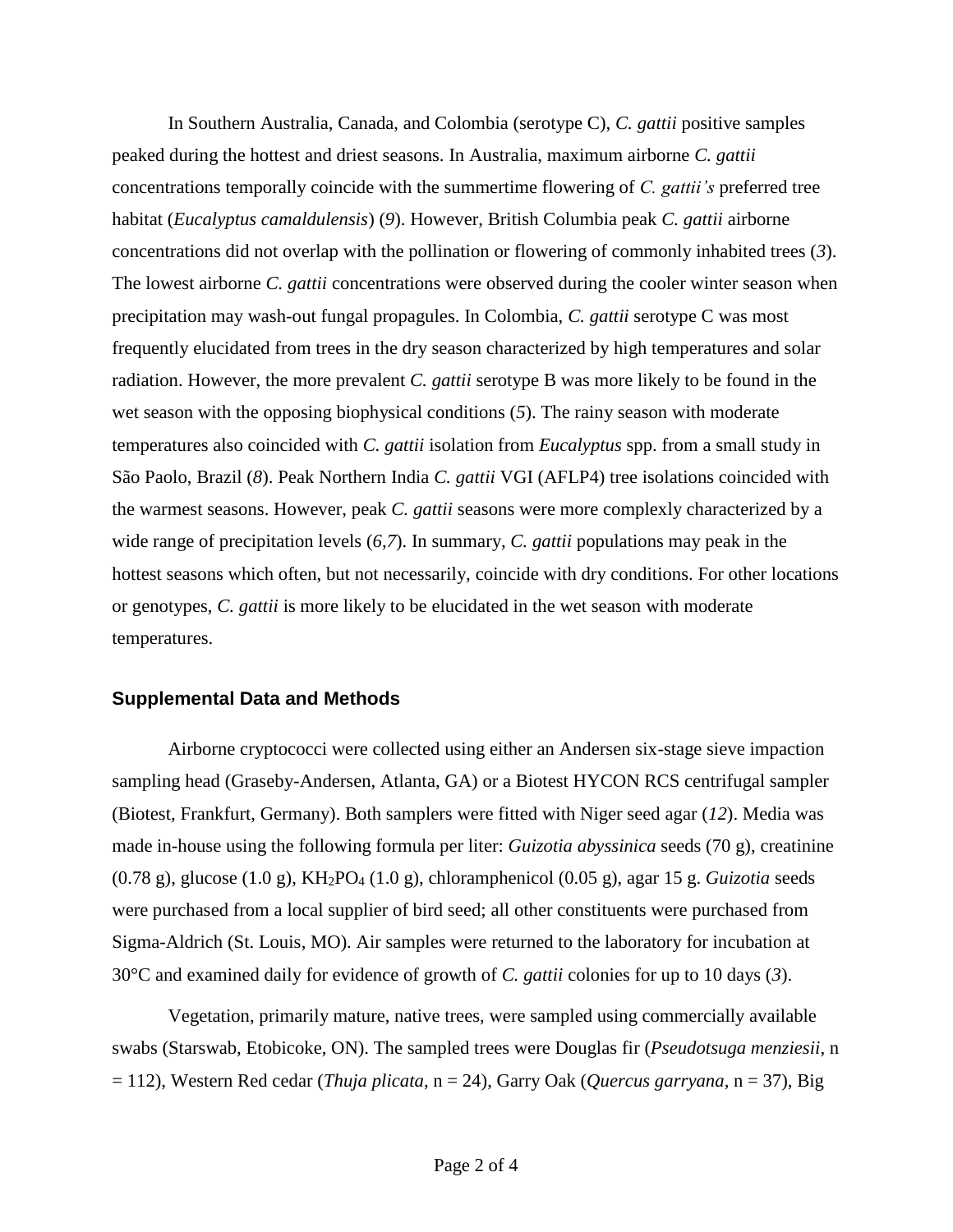In Southern Australia, Canada, and Colombia (serotype C), *C. gattii* positive samples peaked during the hottest and driest seasons. In Australia, maximum airborne *C. gattii* concentrations temporally coincide with the summertime flowering of *C. gattii's* preferred tree habitat (*Eucalyptus camaldulensis*) (*9*). However, British Columbia peak *C. gattii* airborne concentrations did not overlap with the pollination or flowering of commonly inhabited trees (*3*). The lowest airborne *C. gattii* concentrations were observed during the cooler winter season when precipitation may wash-out fungal propagules. In Colombia, *C. gattii* serotype C was most frequently elucidated from trees in the dry season characterized by high temperatures and solar radiation. However, the more prevalent *C. gattii* serotype B was more likely to be found in the wet season with the opposing biophysical conditions (*5*). The rainy season with moderate temperatures also coincided with *C. gattii* isolation from *Eucalyptus* spp. from a small study in São Paolo, Brazil (*8*). Peak Northern India *C. gattii* VGI (AFLP4) tree isolations coincided with the warmest seasons. However, peak *C. gattii* seasons were more complexly characterized by a wide range of precipitation levels (*6*,*7*). In summary, *C. gattii* populations may peak in the hottest seasons which often, but not necessarily, coincide with dry conditions. For other locations or genotypes, *C. gattii* is more likely to be elucidated in the wet season with moderate temperatures.

### Supplemental Data and Methods

Airborne cryptococci were collected using either an Andersen six-stage sieve impaction sampling head (Graseby-Andersen, Atlanta, GA) or a Biotest HYCON RCS centrifugal sampler (Biotest, Frankfurt, Germany). Both samplers were fitted with Niger seed agar (*12*). Media was made in-house using the following formula per liter: *Guizotia abyssinica* seeds (70 g), creatinine (0.78 g), glucose (1.0 g), $KH_2PO_4$ (1.0 g), chloramphenicol (0.05 g), agar 15 g. *Guizotia* seeds were purchased from a local supplier of bird seed; all other constituents were purchased from Sigma-Aldrich (St. Louis, MO). Air samples were returned to the laboratory for incubation at 30°C and examined daily for evidence of growth of *C. gattii* colonies for up to 10 days (*3*).

Vegetation, primarily mature, native trees, were sampled using commercially available swabs (Starswab, Etobicoke, ON). The sampled trees were Douglas fir (*Pseudotsuga menziesii*, n = 112), Western Red cedar (*Thuja plicata*, n = 24), Garry Oak (*Quercus garryana*, n = 37), Big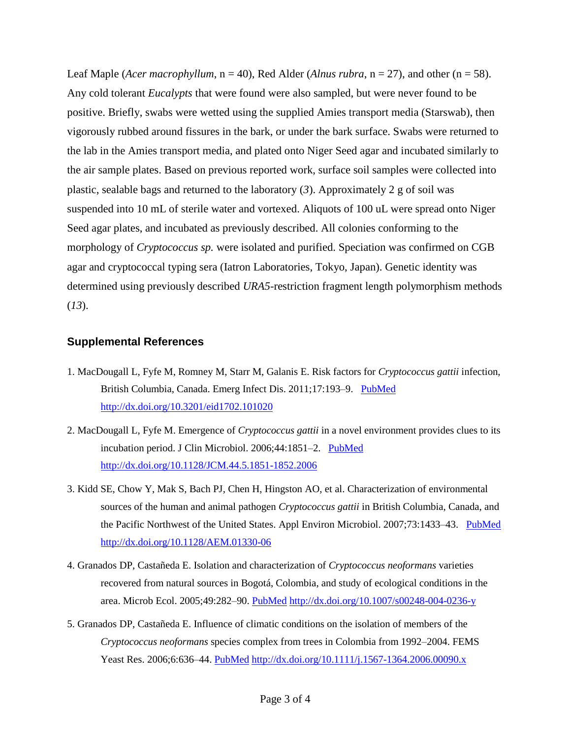Leaf Maple (*Acer macrophyllum*, n = 40), Red Alder (*Alnus rubra*, n = 27), and other (n = 58). Any cold tolerant *Eucalypts* that were found were also sampled, but were never found to be positive. Briefly, swabs were wetted using the supplied Amies transport media (Starswab), then vigorously rubbed around fissures in the bark, or under the bark surface. Swabs were returned to the lab in the Amies transport media, and plated onto Niger Seed agar and incubated similarly to the air sample plates. Based on previous reported work, surface soil samples were collected into plastic, sealable bags and returned to the laboratory (*3*). Approximately 2 g of soil was suspended into 10 mL of sterile water and vortexed. Aliquots of 100 uL were spread onto Niger Seed agar plates, and incubated as previously described. All colonies conforming to the morphology of *Cryptococcus sp.* were isolated and purified. Speciation was confirmed on CGB agar and cryptococcal typing sera (Iatron Laboratories, Tokyo, Japan). Genetic identity was determined using previously described *URA5*-restriction fragment length polymorphism methods (*13*).

## Supplemental References

1. MacDougall L, Fyfe M, Romney M, Starr M, Galanis E. Risk factors for *Cryptococcus gattii* infection, British Columbia, Canada. Emerg Infect Dis. 2011;17:193–9. PubMed http://dx.doi.org/10.3201/eid1702.101020

2. MacDougall L, Fyfe M. Emergence of *Cryptococcus gattii* in a novel environment provides clues to its incubation period. J Clin Microbiol. 2006;44:1851–2. PubMed http://dx.doi.org/10.1128/JCM.44.5.1851-1852.2006

3. Kidd SE, Chow Y, Mak S, Bach PJ, Chen H, Hingston AO, et al. Characterization of environmental sources of the human and animal pathogen *Cryptococcus gattii* in British Columbia, Canada, and the Pacific Northwest of the United States. Appl Environ Microbiol. 2007;73:1433–43. PubMed http://dx.doi.org/10.1128/AEM.01330-06

4. Granados DP, Castañeda E. Isolation and characterization of *Cryptococcus neoformans* varieties recovered from natural sources in Bogotá, Colombia, and study of ecological conditions in the area. Microb Ecol. 2005;49:282–90. PubMed http://dx.doi.org/10.1007/s00248-004-0236-y

5. Granados DP, Castañeda E. Influence of climatic conditions on the isolation of members of the *Cryptococcus neoformans* species complex from trees in Colombia from 1992–2004. FEMS Yeast Res. 2006;6:636–44. PubMed http://dx.doi.org/10.1111/j.1567-1364.2006.00090.x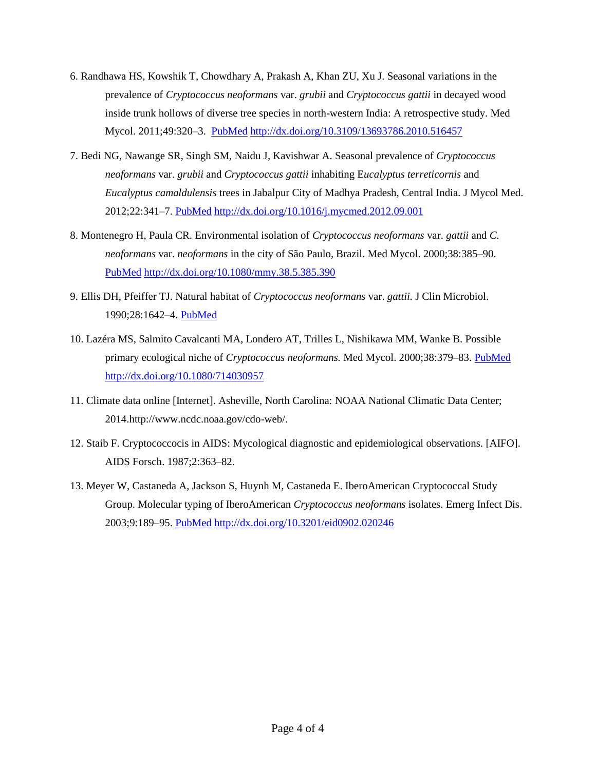6. Randhawa HS, Kowshik T, Chowdhary A, Prakash A, Khan ZU, Xu J. Seasonal variations in the prevalence of *Cryptococcus neoformans* var. *grubii* and *Cryptococcus gattii* in decayed wood inside trunk hollows of diverse tree species in north-western India: A retrospective study. Med Mycol. 2011;49:320–3. PubMed http://dx.doi.org/10.3109/13693786.2010.516457

7. Bedi NG, Nawange SR, Singh SM, Naidu J, Kavishwar A. Seasonal prevalence of *Cryptococcus neoformans* var. *grubii* and *Cryptococcus gattii* inhabiting E*ucalyptus terreticornis* and *Eucalyptus camaldulensis* trees in Jabalpur City of Madhya Pradesh, Central India. J Mycol Med. 2012;22:341–7. PubMed http://dx.doi.org/10.1016/j.mycmed.2012.09.001

8. Montenegro H, Paula CR. Environmental isolation of *Cryptococcus neoformans* var. *gattii* and *C. neoformans* var. *neoformans* in the city of São Paulo, Brazil. Med Mycol. 2000;38:385–90. PubMed http://dx.doi.org/10.1080/mmy.38.5.385.390

9. Ellis DH, Pfeiffer TJ. Natural habitat of *Cryptococcus neoformans* var. *gattii.* J Clin Microbiol. 1990;28:1642–4. PubMed

10. Lazéra MS, Salmito Cavalcanti MA, Londero AT, Trilles L, Nishikawa MM, Wanke B. Possible primary ecological niche of *Cryptococcus neoformans.* Med Mycol. 2000;38:379–83. PubMed http://dx.doi.org/10.1080/714030957

11. Climate data online [Internet]. Asheville, North Carolina: NOAA National Climatic Data Center; 2014.http://www.ncdc.noaa.gov/cdo-web/.

12. Staib F. Cryptococcocis in AIDS: Mycological diagnostic and epidemiological observations. [AIFO]. AIDS Forsch. 1987;2:363–82.

13. Meyer W, Castaneda A, Jackson S, Huynh M, Castaneda E. IberoAmerican Cryptococcal Study Group. Molecular typing of IberoAmerican *Cryptococcus neoformans* isolates. Emerg Infect Dis. 2003;9:189–95. PubMed http://dx.doi.org/10.3201/eid0902.020246